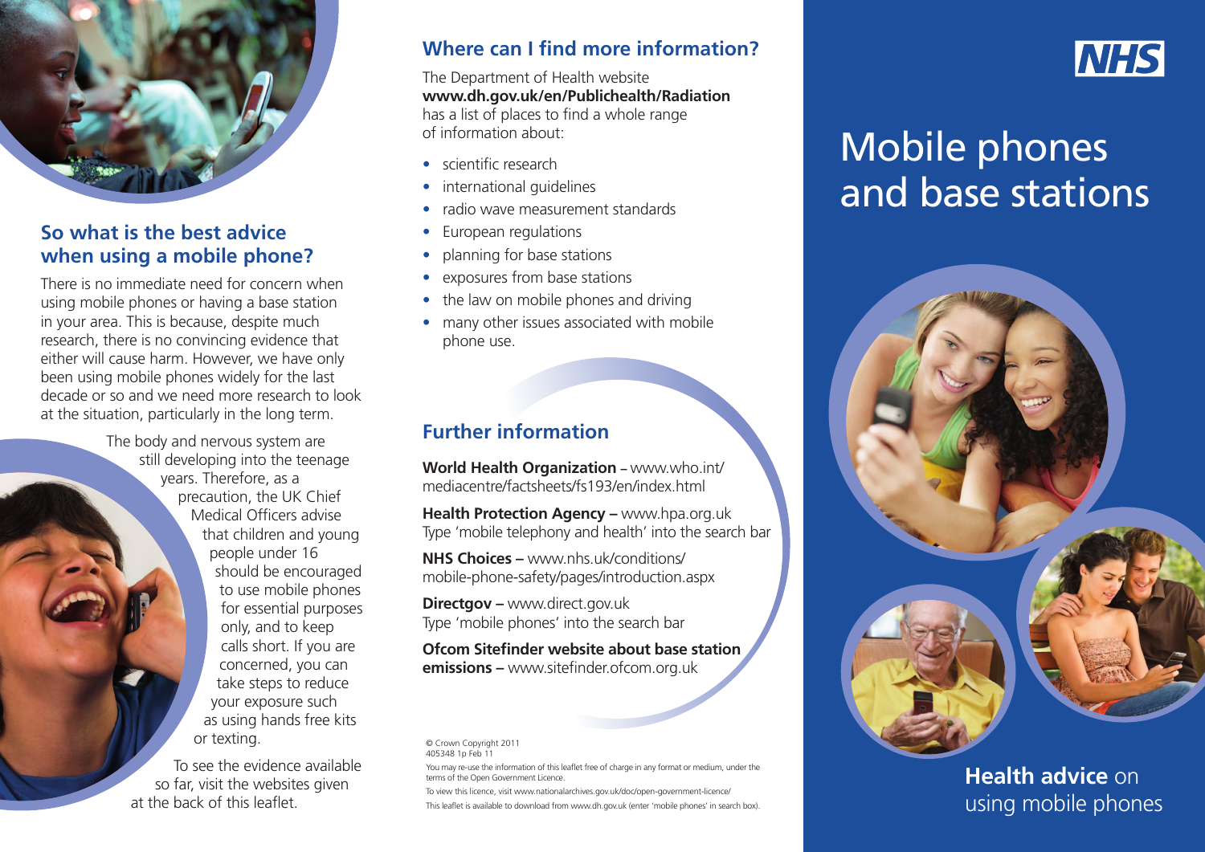## So what is the best advice when using a mobile phone?

There is no immediate need for concern when using mobile phones or having a base station in your area. This is because, despite much research, there is no convincing evidence that either will cause harm. However, we have only been using mobile phones widely for the last decade or so and we need more research to look at the situation, particularly in the long term.

The body and nervous system are still developing into the teenage years. Therefore, as a precaution, the UK Chief Medical Officers advise that children and young people under 16 should be encouraged to use mobile phones for essential purposes only, and to keep calls short. If you are concerned, you can take steps to reduce your exposure such as using hands free kits or texting.

To see the evidence available so far, visit the websites given at the back of this leaflet.

## Where can I find more information?

The Department of Health website **www.dh.gov.uk/en/Publichealth/Radiation** has a list of places to find a whole range of information about:

- scientific research
- international guidelines
- radio wave measurement standards
- European regulations
- planning for base stations
- exposures from base stations
- the law on mobile phones and driving
- many other issues associated with mobile phone use.

## Further information

**World Health Organization** – www.who.int/mediacentre/factsheets/fs193/en/index.html

**Health Protection Agency –** www.hpa.org.uk
Type 'mobile telephony and health' into the search bar

**NHS Choices –** www.nhs.uk/conditions/mobile-phone-safety/pages/introduction.aspx

**Directgov –** www.direct.gov.uk
Type 'mobile phones' into the search bar

**Ofcom Sitefinder website about base station emissions –** www.sitefinder.ofcom.org.uk

© Crown Copyright 2011
405348 1p Feb 11

You may re-use the information of this leaflet free of charge in any format or medium, under the terms of the Open Government Licence.

To view this licence, visit www.nationalarchives.gov.uk/doc/open-government-licence/

This leaflet is available to download from www.dh.gov.uk (enter 'mobile phones' in search box).

NHS

# Mobile phones and base stations

**Health advice** on using mobile phones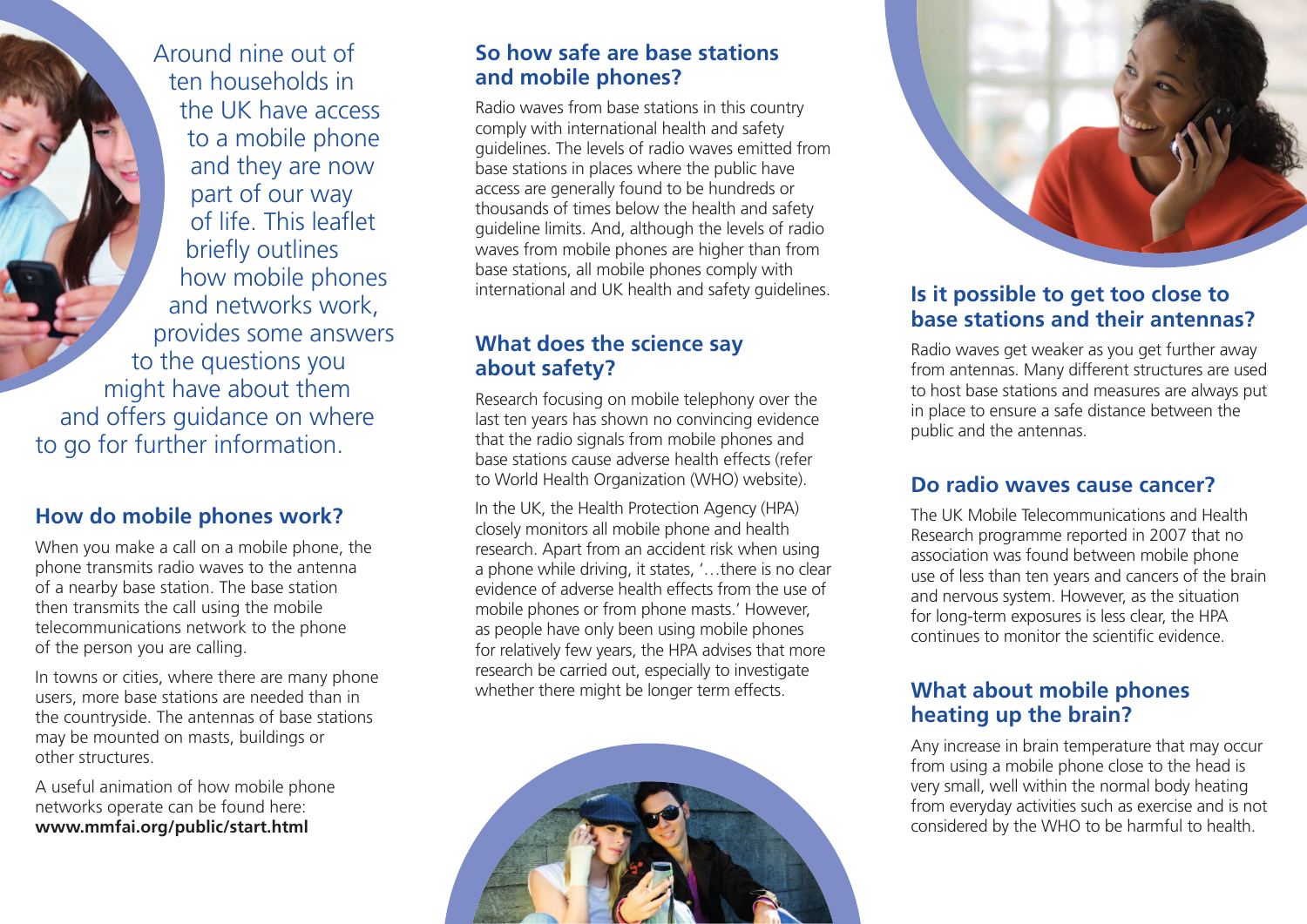Around nine out of ten households in the UK have access to a mobile phone and they are now part of our way of life. This leaflet briefly outlines how mobile phones and networks work, provides some answers to the questions you might have about them and offers guidance on where to go for further information.

## How do mobile phones work?

When you make a call on a mobile phone, the phone transmits radio waves to the antenna of a nearby base station. The base station then transmits the call using the mobile telecommunications network to the phone of the person you are calling.

In towns or cities, where there are many phone users, more base stations are needed than in the countryside. The antennas of base stations may be mounted on masts, buildings or other structures.

A useful animation of how mobile phone networks operate can be found here: **www.mmfai.org/public/start.html**

## So how safe are base stations and mobile phones?

Radio waves from base stations in this country comply with international health and safety guidelines. The levels of radio waves emitted from base stations in places where the public have access are generally found to be hundreds or thousands of times below the health and safety guideline limits. And, although the levels of radio waves from mobile phones are higher than from base stations, all mobile phones comply with international and UK health and safety guidelines.

## What does the science say about safety?

Research focusing on mobile telephony over the last ten years has shown no convincing evidence that the radio signals from mobile phones and base stations cause adverse health effects (refer to World Health Organization (WHO) website).

In the UK, the Health Protection Agency (HPA) closely monitors all mobile phone and health research. Apart from an accident risk when using a phone while driving, it states, '…there is no clear evidence of adverse health effects from the use of mobile phones or from phone masts.' However, as people have only been using mobile phones for relatively few years, the HPA advises that more research be carried out, especially to investigate whether there might be longer term effects.

## Is it possible to get too close to base stations and their antennas?

Radio waves get weaker as you get further away from antennas. Many different structures are used to host base stations and measures are always put in place to ensure a safe distance between the public and the antennas.

## Do radio waves cause cancer?

The UK Mobile Telecommunications and Health Research programme reported in 2007 that no association was found between mobile phone use of less than ten years and cancers of the brain and nervous system. However, as the situation for long-term exposures is less clear, the HPA continues to monitor the scientific evidence.

## What about mobile phones heating up the brain?

Any increase in brain temperature that may occur from using a mobile phone close to the head is very small, well within the normal body heating from everyday activities such as exercise and is not considered by the WHO to be harmful to health.